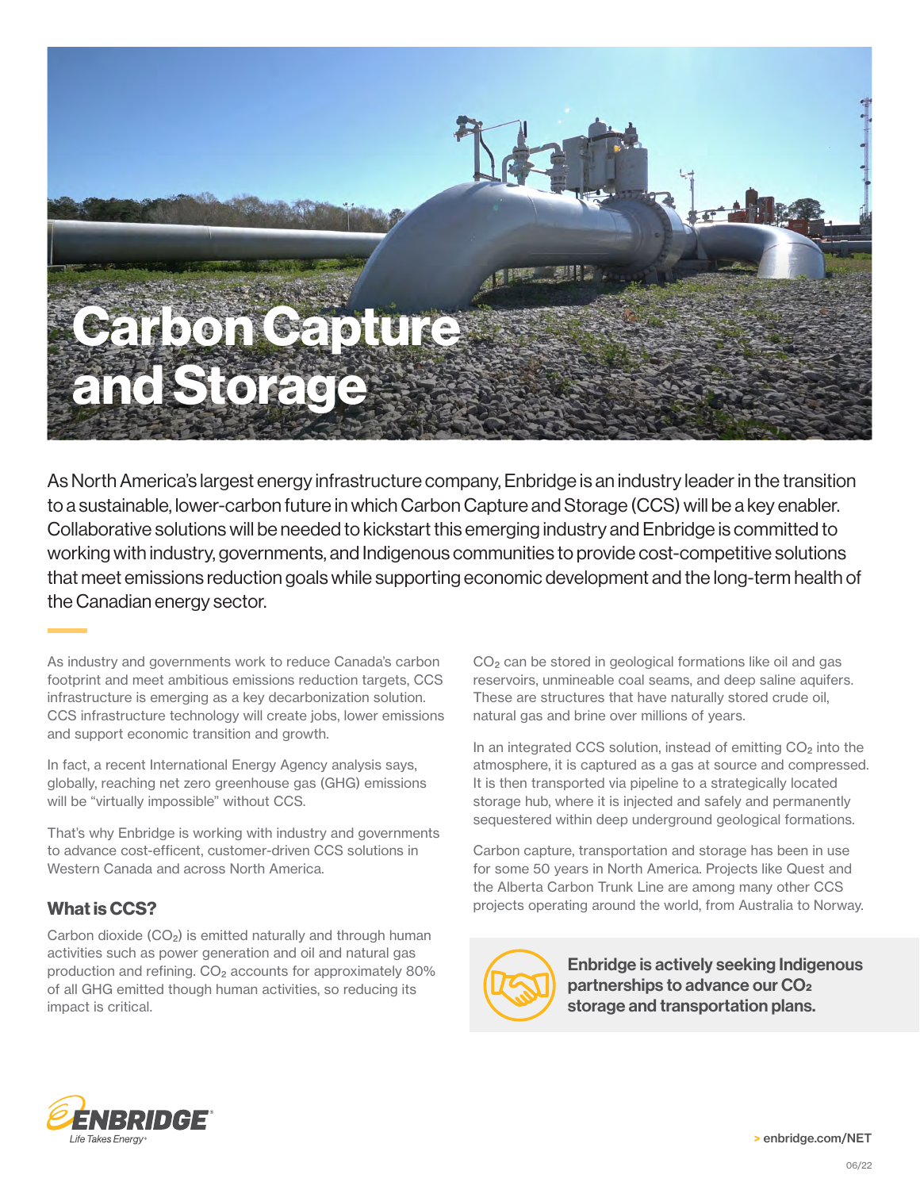# Carbon Capture and Storage

As North America's largest energy infrastructure company, Enbridge is an industry leader in the transition to a sustainable, lower-carbon future in which Carbon Capture and Storage (CCS) will be a key enabler. Collaborative solutions will be needed to kickstart this emerging industry and Enbridge is committed to working with industry, governments, and Indigenous communities to provide cost-competitive solutions that meet emissions reduction goals while supporting economic development and the long-term health of the Canadian energy sector.

As industry and governments work to reduce Canada's carbon footprint and meet ambitious emissions reduction targets, CCS infrastructure is emerging as a key decarbonization solution. CCS infrastructure technology will create jobs, lower emissions and support economic transition and growth.

In fact, a recent International Energy Agency analysis says, globally, reaching net zero greenhouse gas (GHG) emissions will be "virtually impossible" without CCS.

That's why Enbridge is working with industry and governments to advance cost-efficent, customer-driven CCS solutions in Western Canada and across North America.

## What is CCS?

Carbon dioxide ($CO_2$) is emitted naturally and through human activities such as power generation and oil and natural gas production and refining. $CO_2$ accounts for approximately 80% of all GHG emitted though human activities, so reducing its impact is critical.

$CO_2$ can be stored in geological formations like oil and gas reservoirs, unmineable coal seams, and deep saline aquifers. These are structures that have naturally stored crude oil, natural gas and brine over millions of years.

In an integrated CCS solution, instead of emitting $CO_2$ into the atmosphere, it is captured as a gas at source and compressed. It is then transported via pipeline to a strategically located storage hub, where it is injected and safely and permanently sequestered within deep underground geological formations.

Carbon capture, transportation and storage has been in use for some 50 years in North America. Projects like Quest and the Alberta Carbon Trunk Line are among many other CCS projects operating around the world, from Australia to Norway.

**Enbridge is actively seeking Indigenous partnerships to advance our $CO_2$ storage and transportation plans.**

ENBRIDGE
*Life Takes Energy*

> enbridge.com/NET

06/22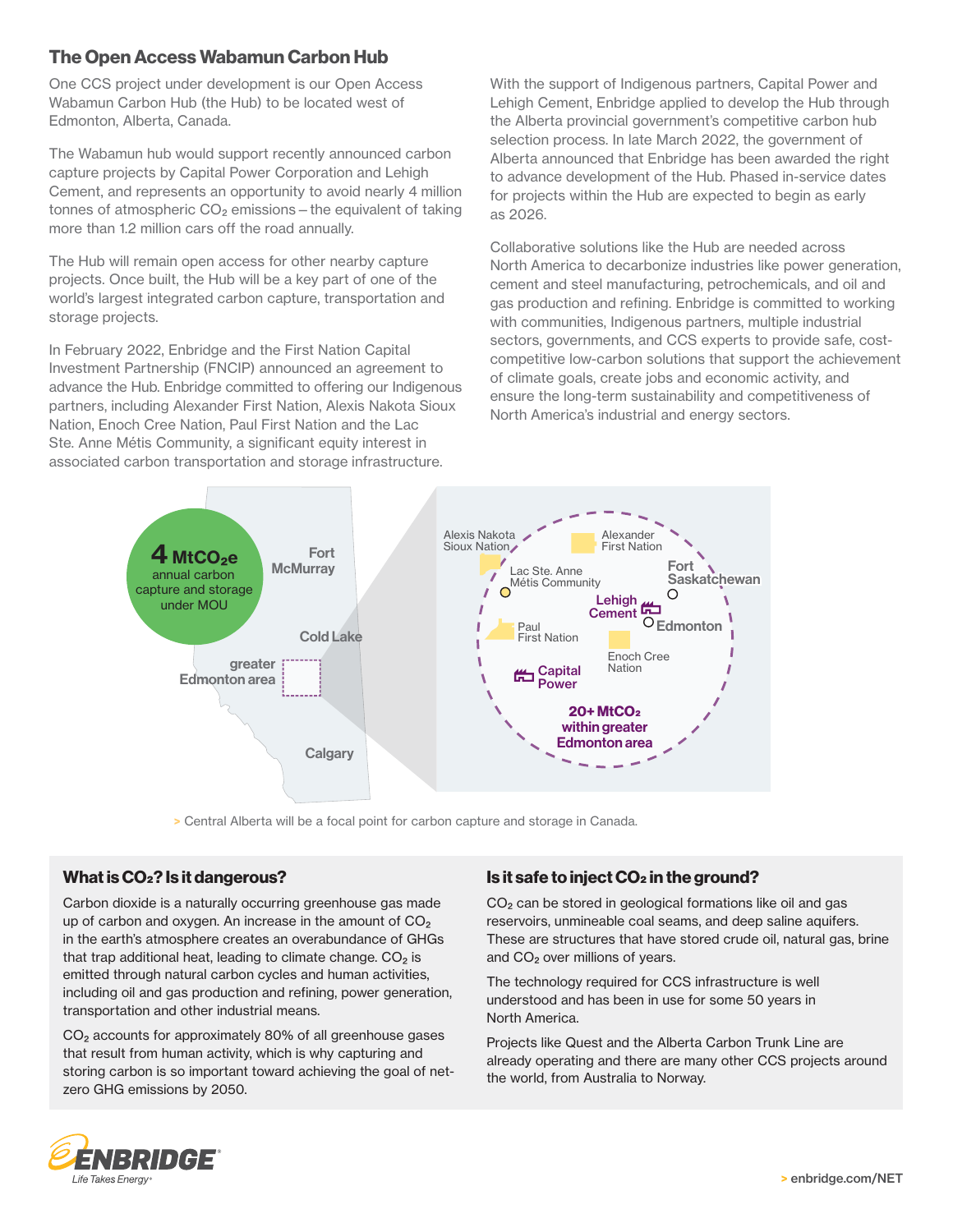## The Open Access Wabamun Carbon Hub

One CCS project under development is our Open Access Wabamun Carbon Hub (the Hub) to be located west of Edmonton, Alberta, Canada.

The Wabamun hub would support recently announced carbon capture projects by Capital Power Corporation and Lehigh Cement, and represents an opportunity to avoid nearly 4 million tonnes of atmospheric $CO_2$ emissions – the equivalent of taking more than 1.2 million cars off the road annually.

The Hub will remain open access for other nearby capture projects. Once built, the Hub will be a key part of one of the world's largest integrated carbon capture, transportation and storage projects.

In February 2022, Enbridge and the First Nation Capital Investment Partnership (FNCIP) announced an agreement to advance the Hub. Enbridge committed to offering our Indigenous partners, including Alexander First Nation, Alexis Nakota Sioux Nation, Enoch Cree Nation, Paul First Nation and the Lac Ste. Anne Métis Community, a significant equity interest in associated carbon transportation and storage infrastructure.

With the support of Indigenous partners, Capital Power and Lehigh Cement, Enbridge applied to develop the Hub through the Alberta provincial government's competitive carbon hub selection process. In late March 2022, the government of Alberta announced that Enbridge has been awarded the right to advance development of the Hub. Phased in-service dates for projects within the Hub are expected to begin as early as 2026.

Collaborative solutions like the Hub are needed across North America to decarbonize industries like power generation, cement and steel manufacturing, petrochemicals, and oil and gas production and refining. Enbridge is committed to working with communities, Indigenous partners, multiple industrial sectors, governments, and CCS experts to provide safe, cost-competitive low-carbon solutions that support the achievement of climate goals, create jobs and economic activity, and ensure the long-term sustainability and competitiveness of North America's industrial and energy sectors.

4 $MtCO_2e$ annual carbon capture and storage under MOU

Fort McMurray
Cold Lake
greater Edmonton area
Calgary

Alexis Nakota Sioux Nation
Alexander First Nation
Lac Ste. Anne Métis Community
Fort Saskatchewan
Lehigh Cement
Edmonton
Paul First Nation
Enoch Cree Nation
Capital Power
20+ $MtCO_2$ within greater Edmonton area

> Central Alberta will be a focal point for carbon capture and storage in Canada.

### What is $CO_2$? Is it dangerous?

Carbon dioxide is a naturally occurring greenhouse gas made up of carbon and oxygen. An increase in the amount of $CO_2$ in the earth's atmosphere creates an overabundance of GHGs that trap additional heat, leading to climate change. $CO_2$ is emitted through natural carbon cycles and human activities, including oil and gas production and refining, power generation, transportation and other industrial means.

$CO_2$ accounts for approximately 80% of all greenhouse gases that result from human activity, which is why capturing and storing carbon is so important toward achieving the goal of net-zero GHG emissions by 2050.

### Is it safe to inject $CO_2$ in the ground?

$CO_2$ can be stored in geological formations like oil and gas reservoirs, unmineable coal seams, and deep saline aquifers. These are structures that have stored crude oil, natural gas, brine and $CO_2$ over millions of years.

The technology required for CCS infrastructure is well understood and has been in use for some 50 years in North America.

Projects like Quest and the Alberta Carbon Trunk Line are already operating and there are many other CCS projects around the world, from Australia to Norway.

ENBRIDGE
Life Takes Energy

> enbridge.com/NET